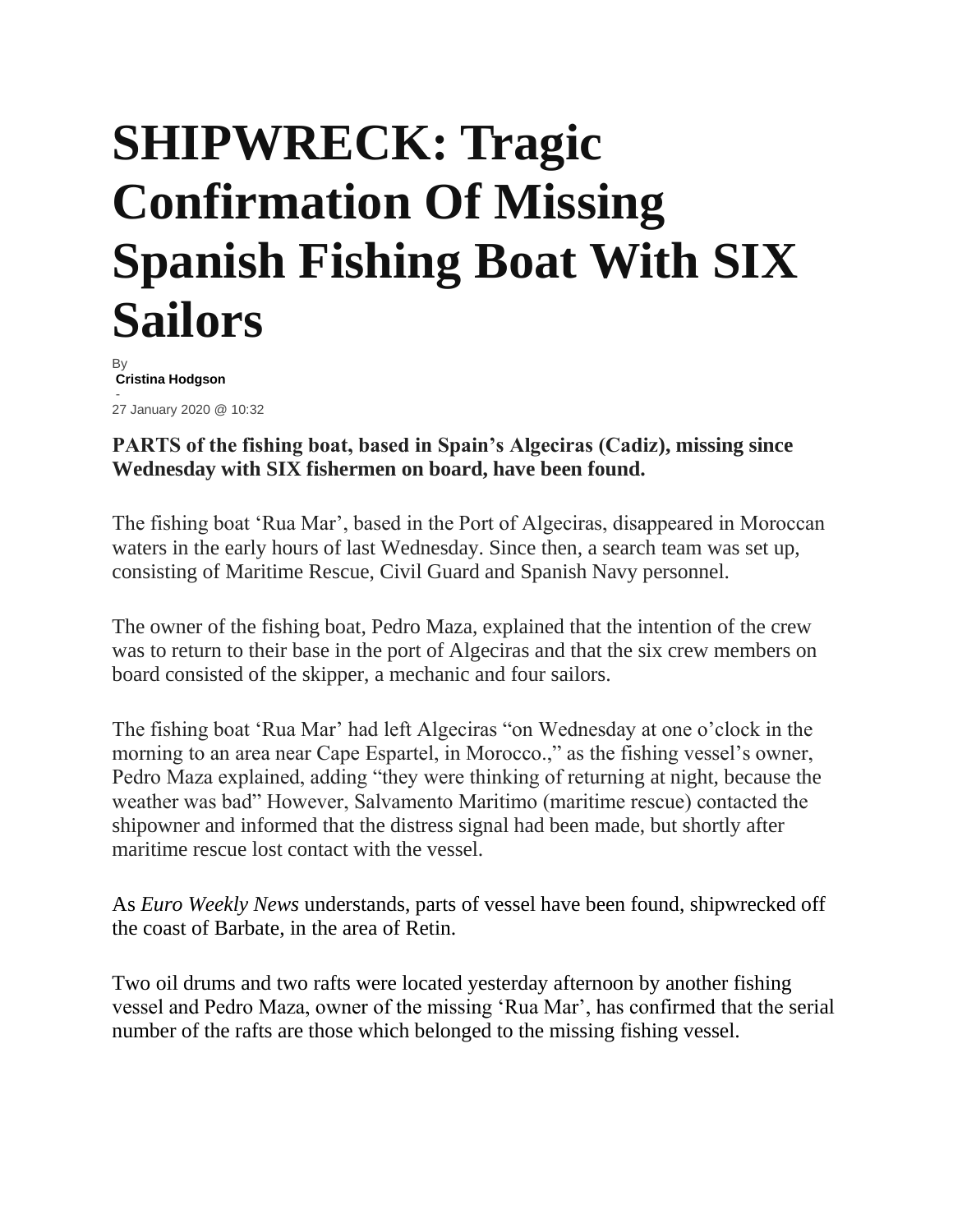# SHIPWRECK: Tragic Confirmation Of Missing Spanish Fishing Boat With SIX Sailors

By
**Cristina Hodgson**
-
27 January 2020 @ 10:32

**PARTS of the fishing boat, based in Spain's Algeciras (Cadiz), missing since Wednesday with SIX fishermen on board, have been found.**

The fishing boat 'Rua Mar', based in the Port of Algeciras, disappeared in Moroccan waters in the early hours of last Wednesday. Since then, a search team was set up, consisting of Maritime Rescue, Civil Guard and Spanish Navy personnel.

The owner of the fishing boat, Pedro Maza, explained that the intention of the crew was to return to their base in the port of Algeciras and that the six crew members on board consisted of the skipper, a mechanic and four sailors.

The fishing boat 'Rua Mar' had left Algeciras "on Wednesday at one o'clock in the morning to an area near Cape Espartel, in Morocco.," as the fishing vessel's owner, Pedro Maza explained, adding "they were thinking of returning at night, because the weather was bad" However, Salvamento Maritimo (maritime rescue) contacted the shipowner and informed that the distress signal had been made, but shortly after maritime rescue lost contact with the vessel.

As *Euro Weekly News* understands, parts of vessel have been found, shipwrecked off the coast of Barbate, in the area of Retin.

Two oil drums and two rafts were located yesterday afternoon by another fishing vessel and Pedro Maza, owner of the missing 'Rua Mar', has confirmed that the serial number of the rafts are those which belonged to the missing fishing vessel.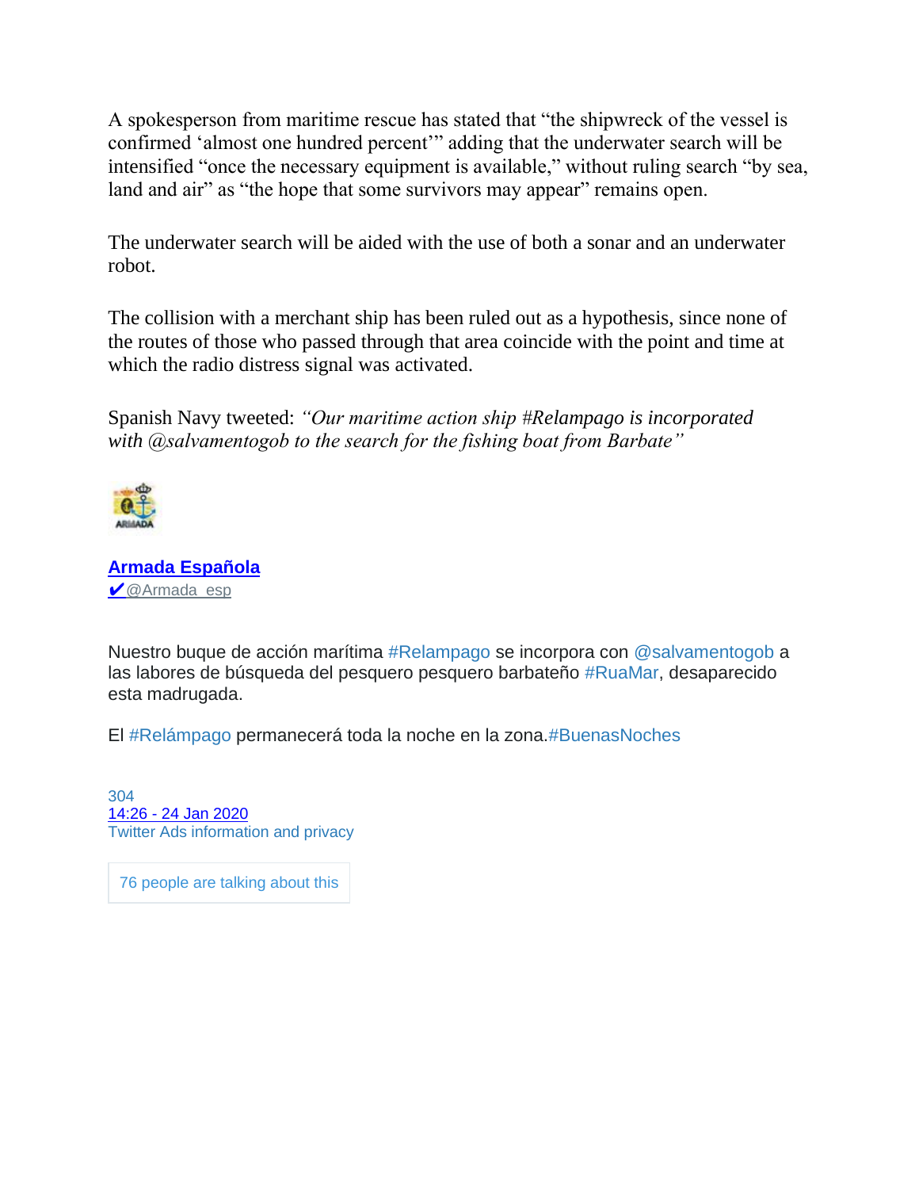A spokesperson from maritime rescue has stated that "the shipwreck of the vessel is confirmed 'almost one hundred percent'" adding that the underwater search will be intensified "once the necessary equipment is available," without ruling search "by sea, land and air" as "the hope that some survivors may appear" remains open.

The underwater search will be aided with the use of both a sonar and an underwater robot.

The collision with a merchant ship has been ruled out as a hypothesis, since none of the routes of those who passed through that area coincide with the point and time at which the radio distress signal was activated.

Spanish Navy tweeted: *"Our maritime action ship #Relampago is incorporated with @salvamentogob to the search for the fishing boat from Barbate"*

**Armada Española**
✔@Armada_esp

Nuestro buque de acción marítima #Relampago se incorpora con @salvamentogob a las labores de búsqueda del pesquero pesquero barbateño #RuaMar, desaparecido esta madrugada.

El #Relámpago permanecerá toda la noche en la zona.#BuenasNoches

304
14:26 - 24 Jan 2020
Twitter Ads information and privacy

76 people are talking about this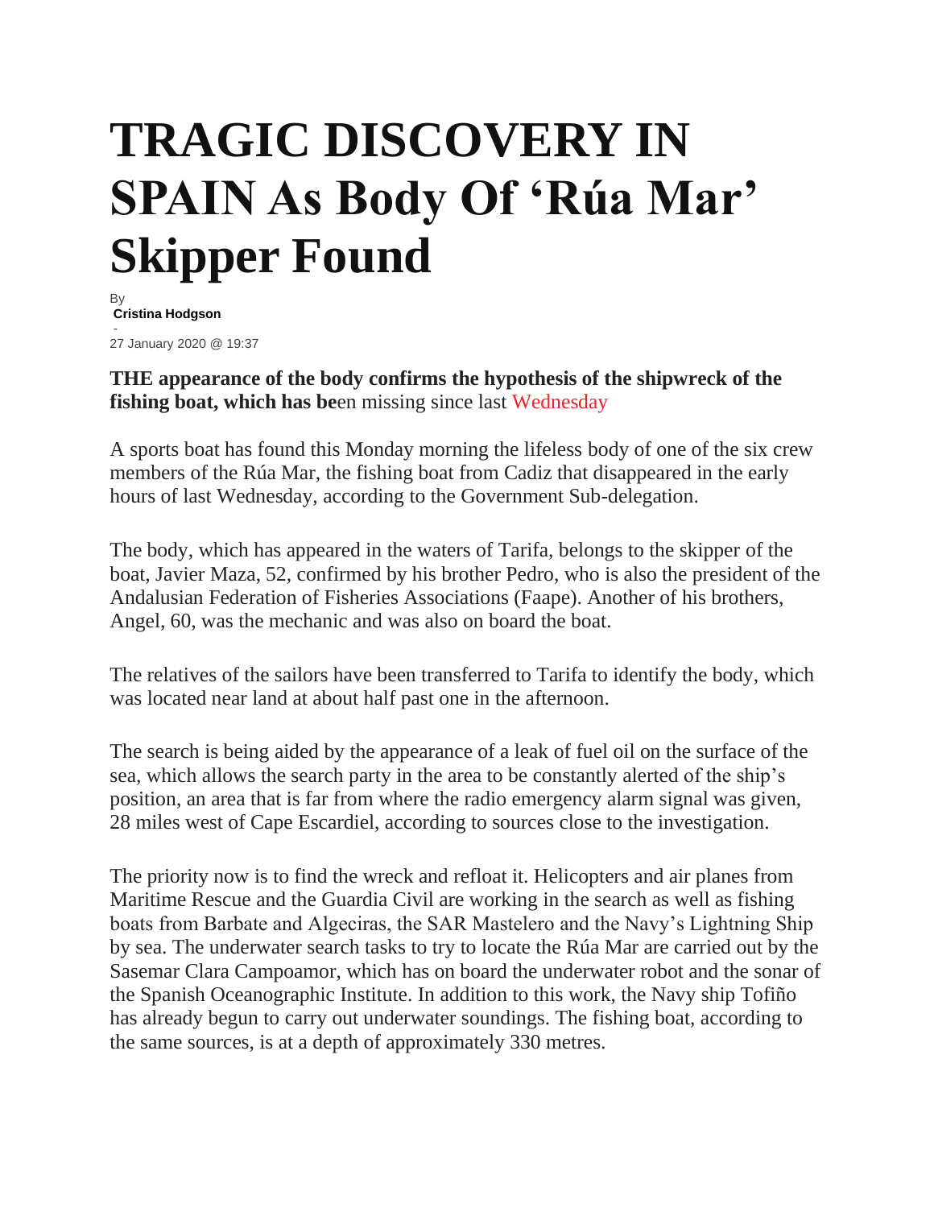# TRAGIC DISCOVERY IN SPAIN As Body Of 'Rúa Mar' Skipper Found

By

**Cristina Hodgson**

-

27 January 2020 @ 19:37

**THE appearance of the body confirms the hypothesis of the shipwreck of the fishing boat, which has be**en missing since last Wednesday

A sports boat has found this Monday morning the lifeless body of one of the six crew members of the Rúa Mar, the fishing boat from Cadiz that disappeared in the early hours of last Wednesday, according to the Government Sub-delegation.

The body, which has appeared in the waters of Tarifa, belongs to the skipper of the boat, Javier Maza, 52, confirmed by his brother Pedro, who is also the president of the Andalusian Federation of Fisheries Associations (Faape). Another of his brothers, Angel, 60, was the mechanic and was also on board the boat.

The relatives of the sailors have been transferred to Tarifa to identify the body, which was located near land at about half past one in the afternoon.

The search is being aided by the appearance of a leak of fuel oil on the surface of the sea, which allows the search party in the area to be constantly alerted of the ship's position, an area that is far from where the radio emergency alarm signal was given, 28 miles west of Cape Escardiel, according to sources close to the investigation.

The priority now is to find the wreck and refloat it. Helicopters and air planes from Maritime Rescue and the Guardia Civil are working in the search as well as fishing boats from Barbate and Algeciras, the SAR Mastelero and the Navy's Lightning Ship by sea. The underwater search tasks to try to locate the Rúa Mar are carried out by the Sasemar Clara Campoamor, which has on board the underwater robot and the sonar of the Spanish Oceanographic Institute. In addition to this work, the Navy ship Tofiño has already begun to carry out underwater soundings. The fishing boat, according to the same sources, is at a depth of approximately 330 metres.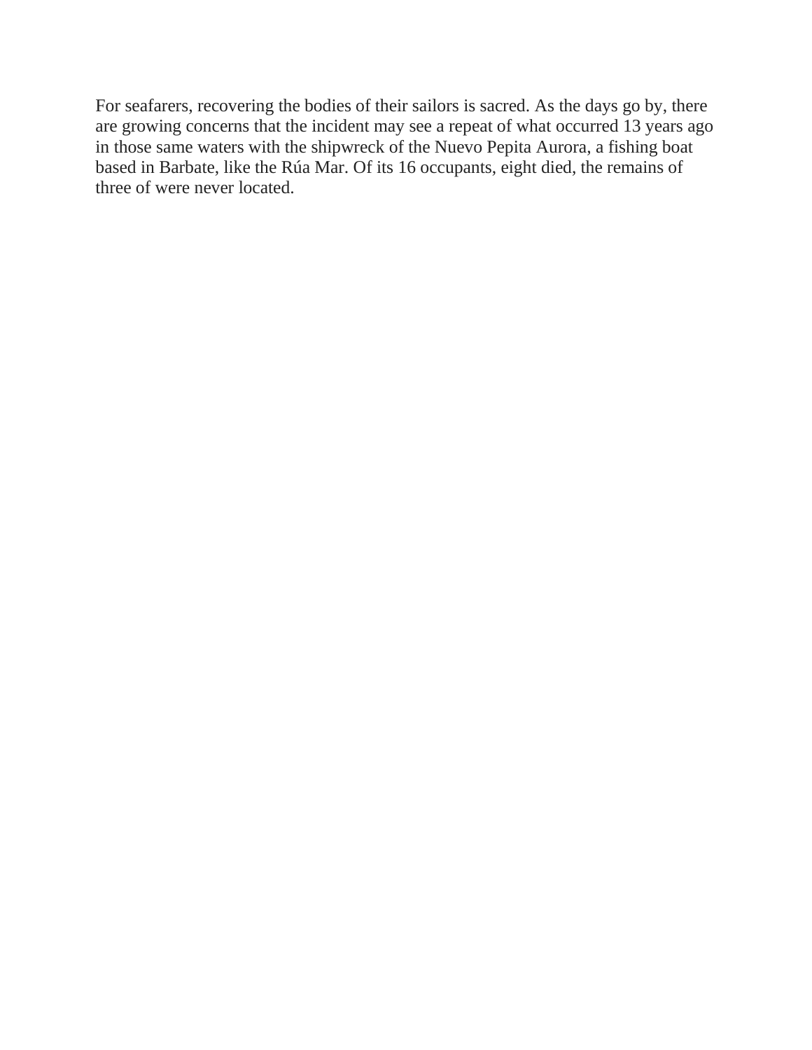For seafarers, recovering the bodies of their sailors is sacred. As the days go by, there are growing concerns that the incident may see a repeat of what occurred 13 years ago in those same waters with the shipwreck of the Nuevo Pepita Aurora, a fishing boat based in Barbate, like the Rúa Mar. Of its 16 occupants, eight died, the remains of three of were never located.